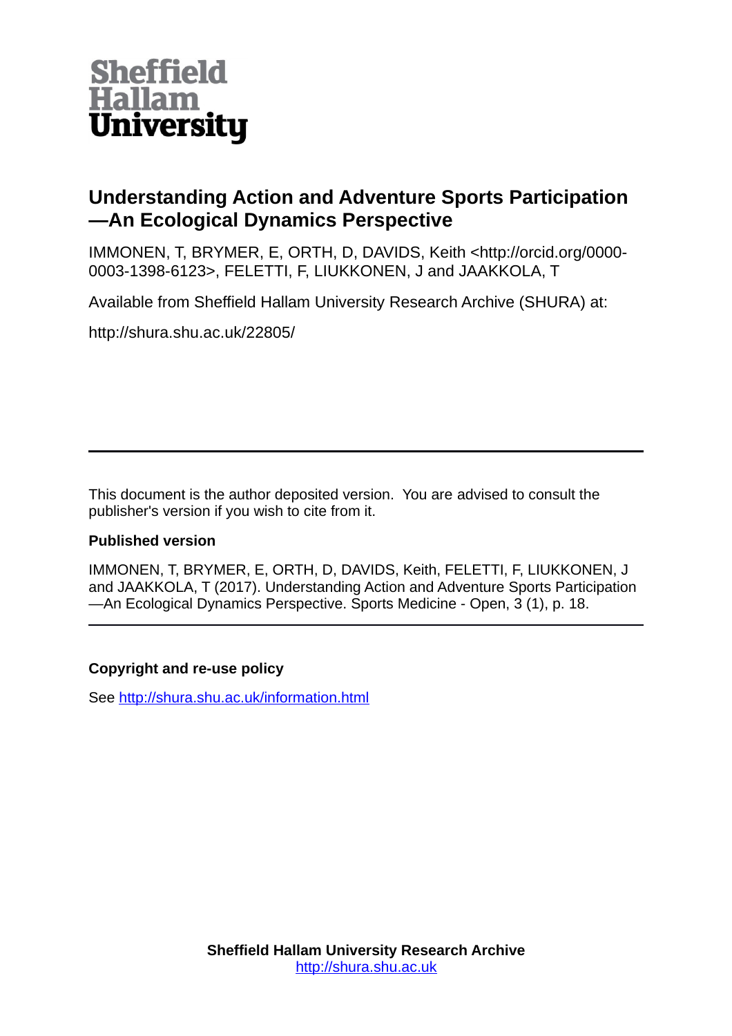Sheffield Hallam University

# Understanding Action and Adventure Sports Participation —An Ecological Dynamics Perspective

IMMONEN, T, BRYMER, E, ORTH, D, DAVIDS, Keith <http://orcid.org/0000-0003-1398-6123>, FELETTI, F, LIUKKONEN, J and JAAKKOLA, T

Available from Sheffield Hallam University Research Archive (SHURA) at:

http://shura.shu.ac.uk/22805/

---

This document is the author deposited version. You are advised to consult the publisher's version if you wish to cite from it.

### Published version

IMMONEN, T, BRYMER, E, ORTH, D, DAVIDS, Keith, FELETTI, F, LIUKKONEN, J and JAAKKOLA, T (2017). Understanding Action and Adventure Sports Participation —An Ecological Dynamics Perspective. Sports Medicine - Open, 3 (1), p. 18.

---

### Copyright and re-use policy

See http://shura.shu.ac.uk/information.html

**Sheffield Hallam University Research Archive**
http://shura.shu.ac.uk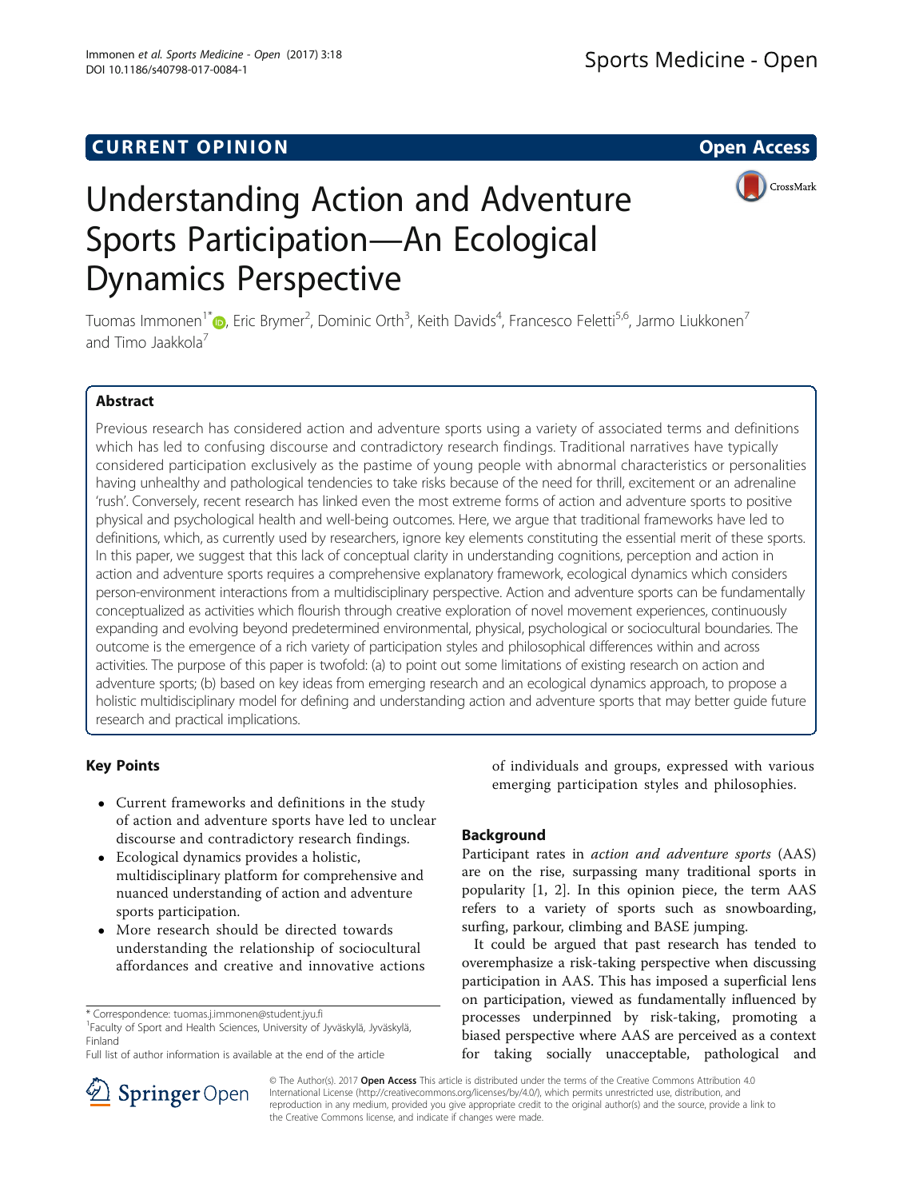# Understanding Action and Adventure Sports Participation—An Ecological Dynamics Perspective

Tuomas Immonen[1*], Eric Brymer[2], Dominic Orth[3], Keith Davids[4], Francesco Feletti[5,6], Jarmo Liukkonen[7] and Timo Jaakkola[7]

## Abstract

Previous research has considered action and adventure sports using a variety of associated terms and definitions which has led to confusing discourse and contradictory research findings. Traditional narratives have typically considered participation exclusively as the pastime of young people with abnormal characteristics or personalities having unhealthy and pathological tendencies to take risks because of the need for thrill, excitement or an adrenaline 'rush'. Conversely, recent research has linked even the most extreme forms of action and adventure sports to positive physical and psychological health and well-being outcomes. Here, we argue that traditional frameworks have led to definitions, which, as currently used by researchers, ignore key elements constituting the essential merit of these sports. In this paper, we suggest that this lack of conceptual clarity in understanding cognitions, perception and action in action and adventure sports requires a comprehensive explanatory framework, ecological dynamics which considers person-environment interactions from a multidisciplinary perspective. Action and adventure sports can be fundamentally conceptualized as activities which flourish through creative exploration of novel movement experiences, continuously expanding and evolving beyond predetermined environmental, physical, psychological or sociocultural boundaries. The outcome is the emergence of a rich variety of participation styles and philosophical differences within and across activities. The purpose of this paper is twofold: (a) to point out some limitations of existing research on action and adventure sports; (b) based on key ideas from emerging research and an ecological dynamics approach, to propose a holistic multidisciplinary model for defining and understanding action and adventure sports that may better guide future research and practical implications.

## Key Points

- Current frameworks and definitions in the study of action and adventure sports have led to unclear discourse and contradictory research findings.
- Ecological dynamics provides a holistic, multidisciplinary platform for comprehensive and nuanced understanding of action and adventure sports participation.
- More research should be directed towards understanding the relationship of sociocultural affordances and creative and innovative actions of individuals and groups, expressed with various emerging participation styles and philosophies.

## Background

Participant rates in *action and adventure sports* (AAS) are on the rise, surpassing many traditional sports in popularity [1, 2]. In this opinion piece, the term AAS refers to a variety of sports such as snowboarding, surfing, parkour, climbing and BASE jumping.

It could be argued that past research has tended to overemphasize a risk-taking perspective when discussing participation in AAS. This has imposed a superficial lens on participation, viewed as fundamentally influenced by processes underpinned by risk-taking, promoting a biased perspective where AAS are perceived as a context for taking socially unacceptable, pathological and

\* Correspondence: tuomas.j.immonen@student.jyu.fi
[1]Faculty of Sport and Health Sciences, University of Jyväskylä, Jyväskylä, Finland
Full list of author information is available at the end of the article

© The Author(s). 2017 **Open Access** This article is distributed under the terms of the Creative Commons Attribution 4.0 International License (http://creativecommons.org/licenses/by/4.0/), which permits unrestricted use, distribution, and reproduction in any medium, provided you give appropriate credit to the original author(s) and the source, provide a link to the Creative Commons license, and indicate if changes were made.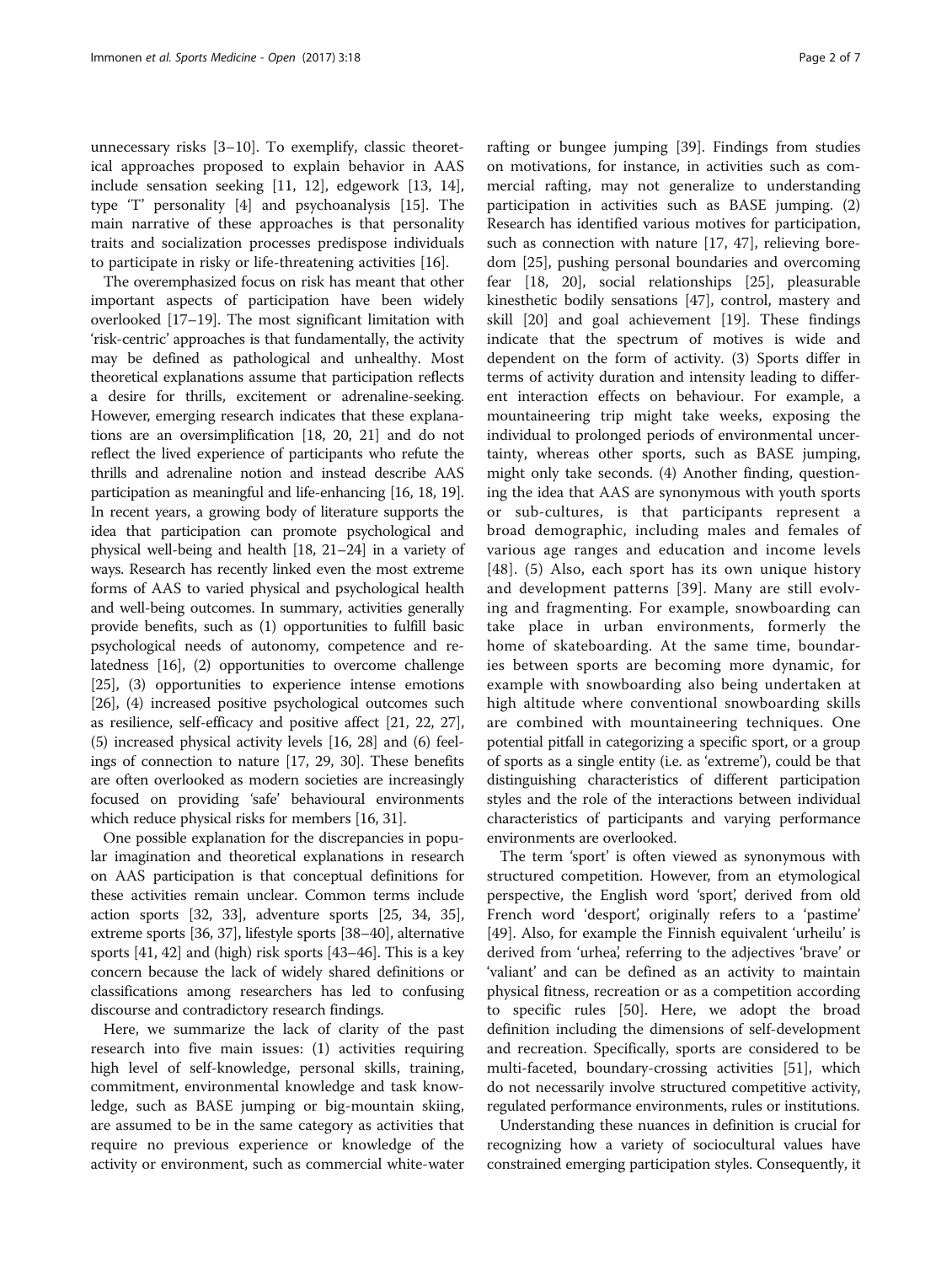unnecessary risks [3–10]. To exemplify, classic theoretical approaches proposed to explain behavior in AAS include sensation seeking [11, 12], edgework [13, 14], type 'T' personality [4] and psychoanalysis [15]. The main narrative of these approaches is that personality traits and socialization processes predispose individuals to participate in risky or life-threatening activities [16].

The overemphasized focus on risk has meant that other important aspects of participation have been widely overlooked [17–19]. The most significant limitation with 'risk-centric' approaches is that fundamentally, the activity may be defined as pathological and unhealthy. Most theoretical explanations assume that participation reflects a desire for thrills, excitement or adrenaline-seeking. However, emerging research indicates that these explanations are an oversimplification [18, 20, 21] and do not reflect the lived experience of participants who refute the thrills and adrenaline notion and instead describe AAS participation as meaningful and life-enhancing [16, 18, 19]. In recent years, a growing body of literature supports the idea that participation can promote psychological and physical well-being and health [18, 21–24] in a variety of ways. Research has recently linked even the most extreme forms of AAS to varied physical and psychological health and well-being outcomes. In summary, activities generally provide benefits, such as (1) opportunities to fulfill basic psychological needs of autonomy, competence and relatedness [16], (2) opportunities to overcome challenge [25], (3) opportunities to experience intense emotions [26], (4) increased positive psychological outcomes such as resilience, self-efficacy and positive affect [21, 22, 27], (5) increased physical activity levels [16, 28] and (6) feelings of connection to nature [17, 29, 30]. These benefits are often overlooked as modern societies are increasingly focused on providing 'safe' behavioural environments which reduce physical risks for members [16, 31].

One possible explanation for the discrepancies in popular imagination and theoretical explanations in research on AAS participation is that conceptual definitions for these activities remain unclear. Common terms include action sports [32, 33], adventure sports [25, 34, 35], extreme sports [36, 37], lifestyle sports [38–40], alternative sports [41, 42] and (high) risk sports [43–46]. This is a key concern because the lack of widely shared definitions or classifications among researchers has led to confusing discourse and contradictory research findings.

Here, we summarize the lack of clarity of the past research into five main issues: (1) activities requiring high level of self-knowledge, personal skills, training, commitment, environmental knowledge and task knowledge, such as BASE jumping or big-mountain skiing, are assumed to be in the same category as activities that require no previous experience or knowledge of the activity or environment, such as commercial white-water rafting or bungee jumping [39]. Findings from studies on motivations, for instance, in activities such as commercial rafting, may not generalize to understanding participation in activities such as BASE jumping. (2) Research has identified various motives for participation, such as connection with nature [17, 47], relieving boredom [25], pushing personal boundaries and overcoming fear [18, 20], social relationships [25], pleasurable kinesthetic bodily sensations [47], control, mastery and skill [20] and goal achievement [19]. These findings indicate that the spectrum of motives is wide and dependent on the form of activity. (3) Sports differ in terms of activity duration and intensity leading to different interaction effects on behaviour. For example, a mountaineering trip might take weeks, exposing the individual to prolonged periods of environmental uncertainty, whereas other sports, such as BASE jumping, might only take seconds. (4) Another finding, questioning the idea that AAS are synonymous with youth sports or sub-cultures, is that participants represent a broad demographic, including males and females of various age ranges and education and income levels [48]. (5) Also, each sport has its own unique history and development patterns [39]. Many are still evolving and fragmenting. For example, snowboarding can take place in urban environments, formerly the home of skateboarding. At the same time, boundaries between sports are becoming more dynamic, for example with snowboarding also being undertaken at high altitude where conventional snowboarding skills are combined with mountaineering techniques. One potential pitfall in categorizing a specific sport, or a group of sports as a single entity (i.e. as 'extreme'), could be that distinguishing characteristics of different participation styles and the role of the interactions between individual characteristics of participants and varying performance environments are overlooked.

The term 'sport' is often viewed as synonymous with structured competition. However, from an etymological perspective, the English word 'sport', derived from old French word 'desport', originally refers to a 'pastime' [49]. Also, for example the Finnish equivalent 'urheilu' is derived from 'urhea', referring to the adjectives 'brave' or 'valiant' and can be defined as an activity to maintain physical fitness, recreation or as a competition according to specific rules [50]. Here, we adopt the broad definition including the dimensions of self-development and recreation. Specifically, sports are considered to be multi-faceted, boundary-crossing activities [51], which do not necessarily involve structured competitive activity, regulated performance environments, rules or institutions.

Understanding these nuances in definition is crucial for recognizing how a variety of sociocultural values have constrained emerging participation styles. Consequently, it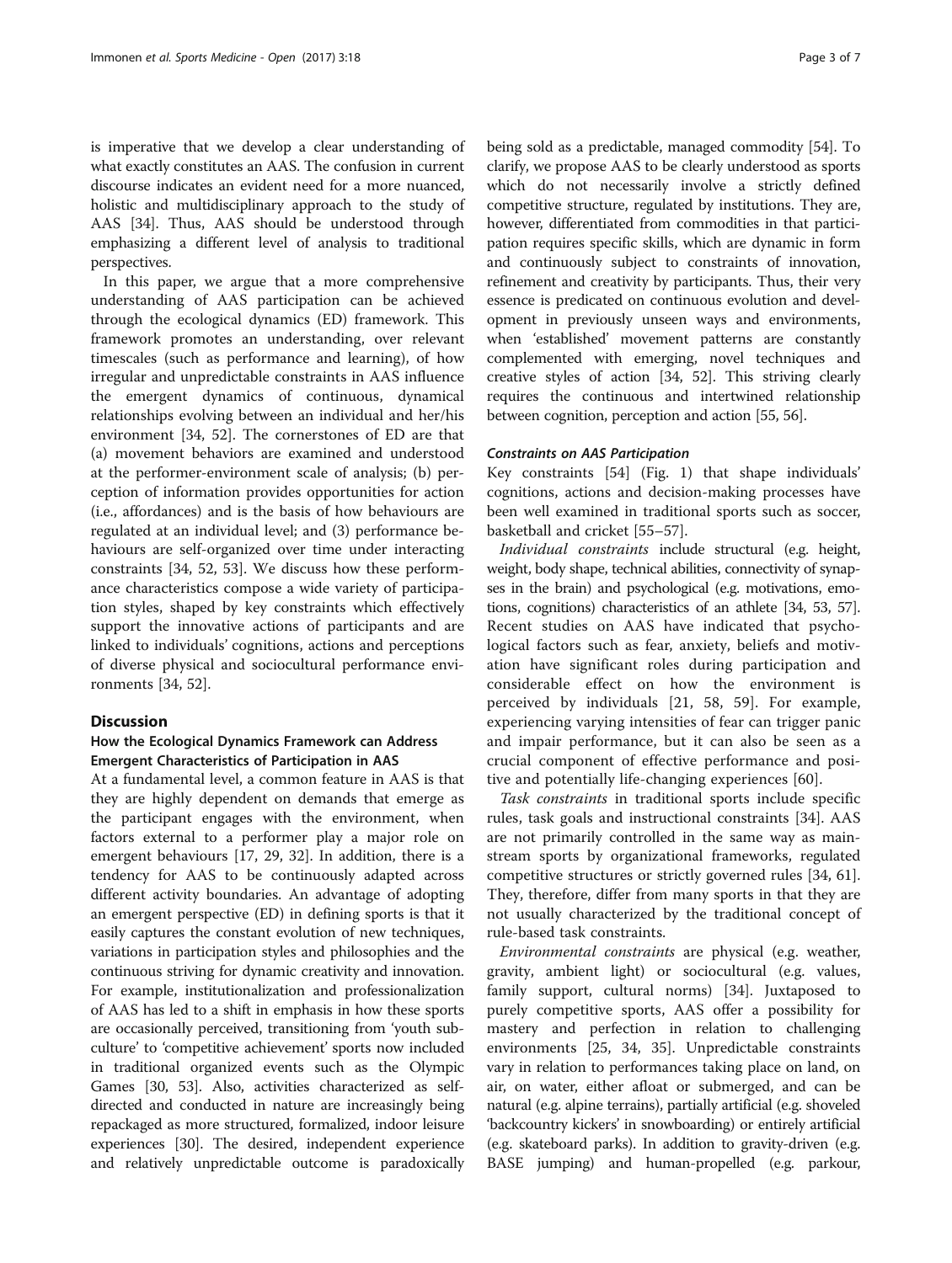is imperative that we develop a clear understanding of what exactly constitutes an AAS. The confusion in current discourse indicates an evident need for a more nuanced, holistic and multidisciplinary approach to the study of AAS [34]. Thus, AAS should be understood through emphasizing a different level of analysis to traditional perspectives.

In this paper, we argue that a more comprehensive understanding of AAS participation can be achieved through the ecological dynamics (ED) framework. This framework promotes an understanding, over relevant timescales (such as performance and learning), of how irregular and unpredictable constraints in AAS influence the emergent dynamics of continuous, dynamical relationships evolving between an individual and her/his environment [34, 52]. The cornerstones of ED are that (a) movement behaviors are examined and understood at the performer-environment scale of analysis; (b) perception of information provides opportunities for action (i.e., affordances) and is the basis of how behaviours are regulated at an individual level; and (3) performance behaviours are self-organized over time under interacting constraints [34, 52, 53]. We discuss how these performance characteristics compose a wide variety of participation styles, shaped by key constraints which effectively support the innovative actions of participants and are linked to individuals' cognitions, actions and perceptions of diverse physical and sociocultural performance environments [34, 52].

## Discussion

### How the Ecological Dynamics Framework can Address Emergent Characteristics of Participation in AAS

At a fundamental level, a common feature in AAS is that they are highly dependent on demands that emerge as the participant engages with the environment, when factors external to a performer play a major role on emergent behaviours [17, 29, 32]. In addition, there is a tendency for AAS to be continuously adapted across different activity boundaries. An advantage of adopting an emergent perspective (ED) in defining sports is that it easily captures the constant evolution of new techniques, variations in participation styles and philosophies and the continuous striving for dynamic creativity and innovation. For example, institutionalization and professionalization of AAS has led to a shift in emphasis in how these sports are occasionally perceived, transitioning from 'youth subculture' to 'competitive achievement' sports now included in traditional organized events such as the Olympic Games [30, 53]. Also, activities characterized as self-directed and conducted in nature are increasingly being repackaged as more structured, formalized, indoor leisure experiences [30]. The desired, independent experience and relatively unpredictable outcome is paradoxically being sold as a predictable, managed commodity [54]. To clarify, we propose AAS to be clearly understood as sports which do not necessarily involve a strictly defined competitive structure, regulated by institutions. They are, however, differentiated from commodities in that participation requires specific skills, which are dynamic in form and continuously subject to constraints of innovation, refinement and creativity by participants. Thus, their very essence is predicated on continuous evolution and development in previously unseen ways and environments, when 'established' movement patterns are constantly complemented with emerging, novel techniques and creative styles of action [34, 52]. This striving clearly requires the continuous and intertwined relationship between cognition, perception and action [55, 56].

#### Constraints on AAS Participation

Key constraints [54] (Fig. 1) that shape individuals' cognitions, actions and decision-making processes have been well examined in traditional sports such as soccer, basketball and cricket [55–57].

*Individual constraints* include structural (e.g. height, weight, body shape, technical abilities, connectivity of synapses in the brain) and psychological (e.g. motivations, emotions, cognitions) characteristics of an athlete [34, 53, 57]. Recent studies on AAS have indicated that psychological factors such as fear, anxiety, beliefs and motivation have significant roles during participation and considerable effect on how the environment is perceived by individuals [21, 58, 59]. For example, experiencing varying intensities of fear can trigger panic and impair performance, but it can also be seen as a crucial component of effective performance and positive and potentially life-changing experiences [60].

*Task constraints* in traditional sports include specific rules, task goals and instructional constraints [34]. AAS are not primarily controlled in the same way as mainstream sports by organizational frameworks, regulated competitive structures or strictly governed rules [34, 61]. They, therefore, differ from many sports in that they are not usually characterized by the traditional concept of rule-based task constraints.

*Environmental constraints* are physical (e.g. weather, gravity, ambient light) or sociocultural (e.g. values, family support, cultural norms) [34]. Juxtaposed to purely competitive sports, AAS offer a possibility for mastery and perfection in relation to challenging environments [25, 34, 35]. Unpredictable constraints vary in relation to performances taking place on land, on air, on water, either afloat or submerged, and can be natural (e.g. alpine terrains), partially artificial (e.g. shoveled 'backcountry kickers' in snowboarding) or entirely artificial (e.g. skateboard parks). In addition to gravity-driven (e.g. BASE jumping) and human-propelled (e.g. parkour,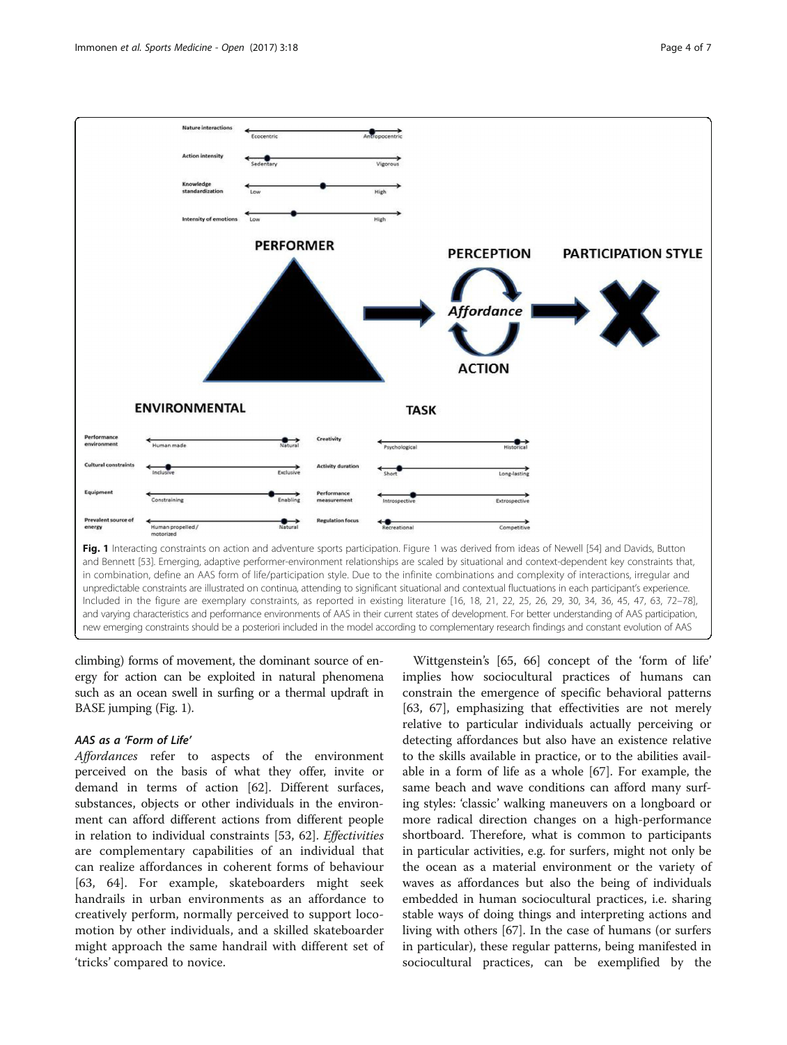Fig. 1 Interacting constraints on action and adventure sports participation. Figure 1 was derived from ideas of Newell [54] and Davids, Button and Bennett [53]. Emerging, adaptive performer-environment relationships are scaled by situational and context-dependent key constraints that, in combination, define an AAS form of life/participation style. Due to the infinite combinations and complexity of interactions, irregular and unpredictable constraints are illustrated on continua, attending to significant situational and contextual fluctuations in each participant's experience. Included in the figure are exemplary constraints, as reported in existing literature [16, 18, 21, 22, 25, 26, 29, 30, 34, 36, 45, 47, 63, 72–78], and varying characteristics and performance environments of AAS in their current states of development. For better understanding of AAS participation, new emerging constraints should be a posteriori included in the model according to complementary research findings and constant evolution of AAS

climbing) forms of movement, the dominant source of energy for action can be exploited in natural phenomena such as an ocean swell in surfing or a thermal updraft in BASE jumping (Fig. 1).

### *AAS as a 'Form of Life'*

*Affordances* refer to aspects of the environment perceived on the basis of what they offer, invite or demand in terms of action [62]. Different surfaces, substances, objects or other individuals in the environment can afford different actions from different people in relation to individual constraints [53, 62]. *Effectivities* are complementary capabilities of an individual that can realize affordances in coherent forms of behaviour [63, 64]. For example, skateboarders might seek handrails in urban environments as an affordance to creatively perform, normally perceived to support locomotion by other individuals, and a skilled skateboarder might approach the same handrail with different set of 'tricks' compared to novice.

Wittgenstein's [65, 66] concept of the 'form of life' implies how sociocultural practices of humans can constrain the emergence of specific behavioral patterns [63, 67], emphasizing that effectivities are not merely relative to particular individuals actually perceiving or detecting affordances but also have an existence relative to the skills available in practice, or to the abilities available in a form of life as a whole [67]. For example, the same beach and wave conditions can afford many surfing styles: 'classic' walking maneuvers on a longboard or more radical direction changes on a high-performance shortboard. Therefore, what is common to participants in particular activities, e.g. for surfers, might not only be the ocean as a material environment or the variety of waves as affordances but also the being of individuals embedded in human sociocultural practices, i.e. sharing stable ways of doing things and interpreting actions and living with others [67]. In the case of humans (or surfers in particular), these regular patterns, being manifested in sociocultural practices, can be exemplified by the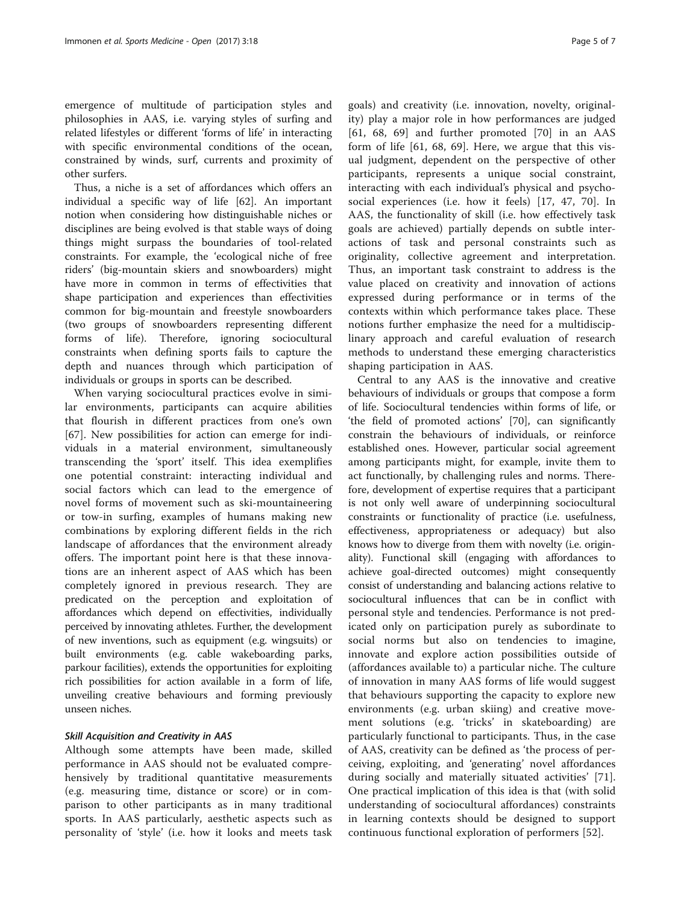emergence of multitude of participation styles and philosophies in AAS, i.e. varying styles of surfing and related lifestyles or different 'forms of life' in interacting with specific environmental conditions of the ocean, constrained by winds, surf, currents and proximity of other surfers.

Thus, a niche is a set of affordances which offers an individual a specific way of life [62]. An important notion when considering how distinguishable niches or disciplines are being evolved is that stable ways of doing things might surpass the boundaries of tool-related constraints. For example, the 'ecological niche of free riders' (big-mountain skiers and snowboarders) might have more in common in terms of effectivities that shape participation and experiences than effectivities common for big-mountain and freestyle snowboarders (two groups of snowboarders representing different forms of life). Therefore, ignoring sociocultural constraints when defining sports fails to capture the depth and nuances through which participation of individuals or groups in sports can be described.

When varying sociocultural practices evolve in similar environments, participants can acquire abilities that flourish in different practices from one's own [67]. New possibilities for action can emerge for individuals in a material environment, simultaneously transcending the 'sport' itself. This idea exemplifies one potential constraint: interacting individual and social factors which can lead to the emergence of novel forms of movement such as ski-mountaineering or tow-in surfing, examples of humans making new combinations by exploring different fields in the rich landscape of affordances that the environment already offers. The important point here is that these innovations are an inherent aspect of AAS which has been completely ignored in previous research. They are predicated on the perception and exploitation of affordances which depend on effectivities, individually perceived by innovating athletes. Further, the development of new inventions, such as equipment (e.g. wingsuits) or built environments (e.g. cable wakeboarding parks, parkour facilities), extends the opportunities for exploiting rich possibilities for action available in a form of life, unveiling creative behaviours and forming previously unseen niches.

### *Skill Acquisition and Creativity in AAS*

Although some attempts have been made, skilled performance in AAS should not be evaluated comprehensively by traditional quantitative measurements (e.g. measuring time, distance or score) or in comparison to other participants as in many traditional sports. In AAS particularly, aesthetic aspects such as personality of 'style' (i.e. how it looks and meets task goals) and creativity (i.e. innovation, novelty, originality) play a major role in how performances are judged [61, 68, 69] and further promoted [70] in an AAS form of life [61, 68, 69]. Here, we argue that this visual judgment, dependent on the perspective of other participants, represents a unique social constraint, interacting with each individual's physical and psychosocial experiences (i.e. how it feels) [17, 47, 70]. In AAS, the functionality of skill (i.e. how effectively task goals are achieved) partially depends on subtle interactions of task and personal constraints such as originality, collective agreement and interpretation. Thus, an important task constraint to address is the value placed on creativity and innovation of actions expressed during performance or in terms of the contexts within which performance takes place. These notions further emphasize the need for a multidisciplinary approach and careful evaluation of research methods to understand these emerging characteristics shaping participation in AAS.

Central to any AAS is the innovative and creative behaviours of individuals or groups that compose a form of life. Sociocultural tendencies within forms of life, or 'the field of promoted actions' [70], can significantly constrain the behaviours of individuals, or reinforce established ones. However, particular social agreement among participants might, for example, invite them to act functionally, by challenging rules and norms. Therefore, development of expertise requires that a participant is not only well aware of underpinning sociocultural constraints or functionality of practice (i.e. usefulness, effectiveness, appropriateness or adequacy) but also knows how to diverge from them with novelty (i.e. originality). Functional skill (engaging with affordances to achieve goal-directed outcomes) might consequently consist of understanding and balancing actions relative to sociocultural influences that can be in conflict with personal style and tendencies. Performance is not predicated only on participation purely as subordinate to social norms but also on tendencies to imagine, innovate and explore action possibilities outside of (affordances available to) a particular niche. The culture of innovation in many AAS forms of life would suggest that behaviours supporting the capacity to explore new environments (e.g. urban skiing) and creative movement solutions (e.g. 'tricks' in skateboarding) are particularly functional to participants. Thus, in the case of AAS, creativity can be defined as 'the process of perceiving, exploiting, and 'generating' novel affordances during socially and materially situated activities' [71]. One practical implication of this idea is that (with solid understanding of sociocultural affordances) constraints in learning contexts should be designed to support continuous functional exploration of performers [52].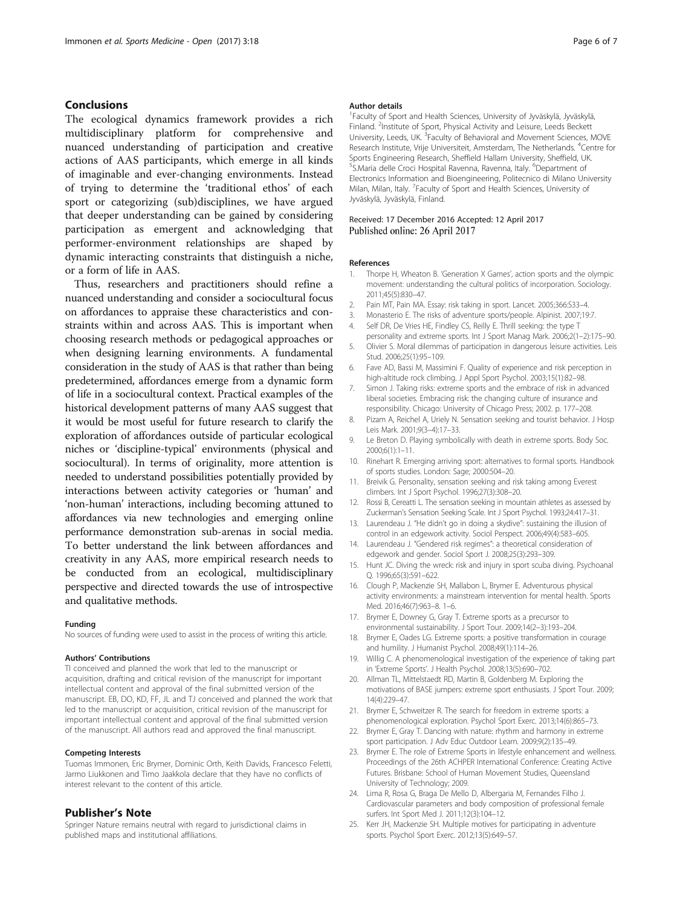## Conclusions

The ecological dynamics framework provides a rich multidisciplinary platform for comprehensive and nuanced understanding of participation and creative actions of AAS participants, which emerge in all kinds of imaginable and ever-changing environments. Instead of trying to determine the 'traditional ethos' of each sport or categorizing (sub)disciplines, we have argued that deeper understanding can be gained by considering participation as emergent and acknowledging that performer-environment relationships are shaped by dynamic interacting constraints that distinguish a niche, or a form of life in AAS.

Thus, researchers and practitioners should refine a nuanced understanding and consider a sociocultural focus on affordances to appraise these characteristics and constraints within and across AAS. This is important when choosing research methods or pedagogical approaches or when designing learning environments. A fundamental consideration in the study of AAS is that rather than being predetermined, affordances emerge from a dynamic form of life in a sociocultural context. Practical examples of the historical development patterns of many AAS suggest that it would be most useful for future research to clarify the exploration of affordances outside of particular ecological niches or 'discipline-typical' environments (physical and sociocultural). In terms of originality, more attention is needed to understand possibilities potentially provided by interactions between activity categories or 'human' and 'non-human' interactions, including becoming attuned to affordances via new technologies and emerging online performance demonstration sub-arenas in social media. To better understand the link between affordances and creativity in any AAS, more empirical research needs to be conducted from an ecological, multidisciplinary perspective and directed towards the use of introspective and qualitative methods.

#### Funding

No sources of funding were used to assist in the process of writing this article.

#### Authors' Contributions

TI conceived and planned the work that led to the manuscript or acquisition, drafting and critical revision of the manuscript for important intellectual content and approval of the final submitted version of the manuscript. EB, DO, KD, FF, JL and TJ conceived and planned the work that led to the manuscript or acquisition, critical revision of the manuscript for important intellectual content and approval of the final submitted version of the manuscript. All authors read and approved the final manuscript.

#### Competing Interests

Tuomas Immonen, Eric Brymer, Dominic Orth, Keith Davids, Francesco Feletti, Jarmo Liukkonen and Timo Jaakkola declare that they have no conflicts of interest relevant to the content of this article.

## Publisher's Note

Springer Nature remains neutral with regard to jurisdictional claims in published maps and institutional affiliations.

#### Author details

[1]Faculty of Sport and Health Sciences, University of Jyväskylä, Jyväskylä, Finland. [2]Institute of Sport, Physical Activity and Leisure, Leeds Beckett University, Leeds, UK. [3]Faculty of Behavioral and Movement Sciences, MOVE Research Institute, Vrije Universiteit, Amsterdam, The Netherlands. [4]Centre for Sports Engineering Research, Sheffield Hallam University, Sheffield, UK. [5]S.Maria delle Croci Hospital Ravenna, Ravenna, Italy. [6]Department of Electronics Information and Bioengineering, Politecnico di Milano University Milan, Milan, Italy. [7]Faculty of Sport and Health Sciences, University of Jyväskylä, Jyväskylä, Finland.

Received: 17 December 2016 Accepted: 12 April 2017
Published online: 26 April 2017

#### References

1. Thorpe H, Wheaton B. 'Generation X Games', action sports and the olympic movement: understanding the cultural politics of incorporation. Sociology. 2011;45(5):830–47.
2. Pain MT, Pain MA. Essay: risk taking in sport. Lancet. 2005;366:S33–4.
3. Monasterio E. The risks of adventure sports/people. Alpinist. 2007;19:7.
4. Self DR, De Vries HE, Findley CS, Reilly E. Thrill seeking: the type T personality and extreme sports. Int J Sport Manag Mark. 2006;2(1–2):175–90.
5. Olivier S. Moral dilemmas of participation in dangerous leisure activities. Leis Stud. 2006;25(1):95–109.
6. Fave AD, Bassi M, Massimini F. Quality of experience and risk perception in high-altitude rock climbing. J Appl Sport Psychol. 2003;15(1):82–98.
7. Simon J. Taking risks: extreme sports and the embrace of risk in advanced liberal societies. Embracing risk: the changing culture of insurance and responsibility. Chicago: University of Chicago Press; 2002. p. 177–208.
8. Pizam A, Reichel A, Uriely N. Sensation seeking and tourist behavior. J Hosp Leis Mark. 2001;9(3–4):17–33.
9. Le Breton D. Playing symbolically with death in extreme sports. Body Soc. 2000;6(1):1–11.
10. Rinehart R. Emerging arriving sport: alternatives to formal sports. Handbook of sports studies. London: Sage; 2000:504–20.
11. Breivik G. Personality, sensation seeking and risk taking among Everest climbers. Int J Sport Psychol. 1996;27(3):308–20.
12. Rossi B, Cereatti L. The sensation seeking in mountain athletes as assessed by Zuckerman's Sensation Seeking Scale. Int J Sport Psychol. 1993;24:417–31.
13. Laurendeau J. "He didn't go in doing a skydive": sustaining the illusion of control in an edgework activity. Sociol Perspect. 2006;49(4):583–605.
14. Laurendeau J. "Gendered risk regimes": a theoretical consideration of edgework and gender. Sociol Sport J. 2008;25(3):293–309.
15. Hunt JC. Diving the wreck: risk and injury in sport scuba diving. Psychoanal Q. 1996;65(3):591–622.
16. Clough P, Mackenzie SH, Mallabon L, Brymer E. Adventurous physical activity environments: a mainstream intervention for mental health. Sports Med. 2016;46(7):963–8. 1–6.
17. Brymer E, Downey G, Gray T. Extreme sports as a precursor to environmental sustainability. J Sport Tour. 2009;14(2–3):193–204.
18. Brymer E, Oades LG. Extreme sports: a positive transformation in courage and humility. J Humanist Psychol. 2008;49(1):114–26.
19. Willig C. A phenomenological investigation of the experience of taking part in 'Extreme Sports'. J Health Psychol. 2008;13(5):690–702.
20. Allman TL, Mittelstaedt RD, Martin B, Goldenberg M. Exploring the motivations of BASE jumpers: extreme sport enthusiasts. J Sport Tour. 2009; 14(4):229–47.
21. Brymer E, Schweitzer R. The search for freedom in extreme sports: a phenomenological exploration. Psychol Sport Exerc. 2013;14(6):865–73.
22. Brymer E, Gray T. Dancing with nature: rhythm and harmony in extreme sport participation. J Adv Educ Outdoor Learn. 2009;9(2):135–49.
23. Brymer E. The role of Extreme Sports in lifestyle enhancement and wellness. Proceedings of the 26th ACHPER International Conference: Creating Active Futures. Brisbane: School of Human Movement Studies, Queensland University of Technology; 2009.
24. Lima R, Rosa G, Braga De Mello D, Albergaria M, Fernandes Filho J. Cardiovascular parameters and body composition of professional female surfers. Int Sport Med J. 2011;12(3):104–12.
25. Kerr JH, Mackenzie SH. Multiple motives for participating in adventure sports. Psychol Sport Exerc. 2012;13(5):649–57.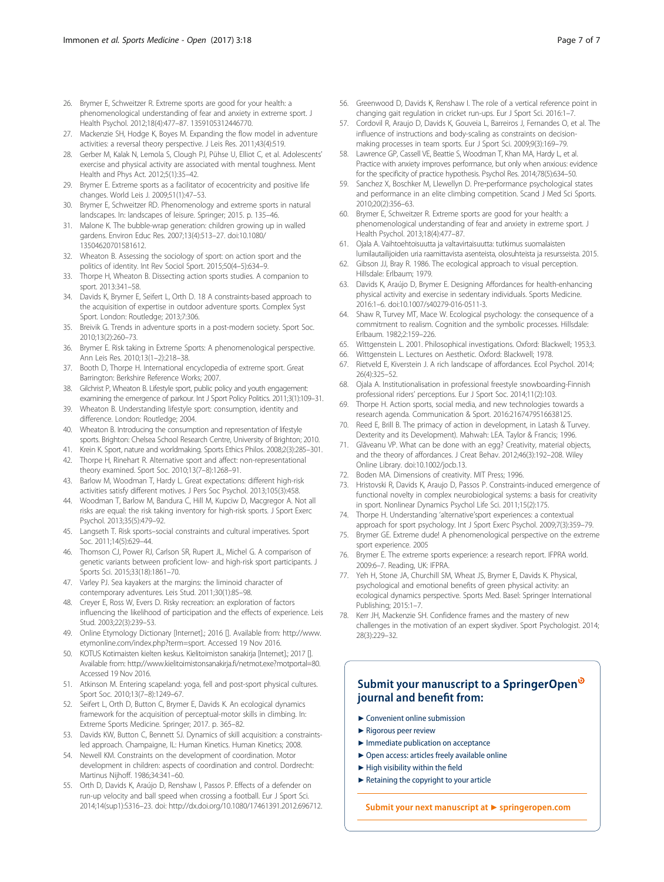26. Brymer E, Schweitzer R. Extreme sports are good for your health: a phenomenological understanding of fear and anxiety in extreme sport. J Health Psychol. 2012;18(4):477–87. 1359105312446770.
27. Mackenzie SH, Hodge K, Boyes M. Expanding the flow model in adventure activities: a reversal theory perspective. J Leis Res. 2011;43(4):519.
28. Gerber M, Kalak N, Lemola S, Clough PJ, Pühse U, Elliot C, et al. Adolescents' exercise and physical activity are associated with mental toughness. Ment Health and Phys Act. 2012;5(1):35–42.
29. Brymer E. Extreme sports as a facilitator of ecocentricity and positive life changes. World Leis J. 2009;51(1):47–53.
30. Brymer E, Schweitzer RD. Phenomenology and extreme sports in natural landscapes. In: landscapes of leisure. Springer; 2015. p. 135–46.
31. Malone K. The bubble-wrap generation: children growing up in walled gardens. Environ Educ Res. 2007;13(4):513–27. doi:10.1080/13504620701581612.
32. Wheaton B. Assessing the sociology of sport: on action sport and the politics of identity. Int Rev Sociol Sport. 2015;50(4–5):634–9.
33. Thorpe H, Wheaton B. Dissecting action sports studies. A companion to sport. 2013:341–58.
34. Davids K, Brymer E, Seifert L, Orth D. 18 A constraints-based approach to the acquisition of expertise in outdoor adventure sports. Complex Syst Sport. London: Routledge; 2013;7:306.
35. Breivik G. Trends in adventure sports in a post-modern society. Sport Soc. 2010;13(2):260–73.
36. Brymer E. Risk taking in Extreme Sports: A phenomenological perspective. Ann Leis Res. 2010;13(1–2):218–38.
37. Booth D, Thorpe H. International encyclopedia of extreme sport. Great Barrington: Berkshire Reference Works; 2007.
38. Gilchrist P, Wheaton B. Lifestyle sport, public policy and youth engagement: examining the emergence of parkour. Int J Sport Policy Politics. 2011;3(1):109–31.
39. Wheaton B. Understanding lifestyle sport: consumption, identity and difference. London: Routledge; 2004.
40. Wheaton B. Introducing the consumption and representation of lifestyle sports. Brighton: Chelsea School Research Centre, University of Brighton; 2010.
41. Krein K. Sport, nature and worldmaking. Sports Ethics Philos. 2008;2(3):285–301.
42. Thorpe H, Rinehart R. Alternative sport and affect: non-representational theory examined. Sport Soc. 2010;13(7–8):1268–91.
43. Barlow M, Woodman T, Hardy L. Great expectations: different high-risk activities satisfy different motives. J Pers Soc Psychol. 2013;105(3):458.
44. Woodman T, Barlow M, Bandura C, Hill M, Kupciw D, Macgregor A. Not all risks are equal: the risk taking inventory for high-risk sports. J Sport Exerc Psychol. 2013;35(5):479–92.
45. Langseth T. Risk sports–social constraints and cultural imperatives. Sport Soc. 2011;14(5):629–44.
46. Thomson CJ, Power RJ, Carlson SR, Rupert JL, Michel G. A comparison of genetic variants between proficient low- and high-risk sport participants. J Sports Sci. 2015;33(18):1861–70.
47. Varley PJ. Sea kayakers at the margins: the liminoid character of contemporary adventures. Leis Stud. 2011;30(1):85–98.
48. Creyer E, Ross W, Evers D. Risky recreation: an exploration of factors influencing the likelihood of participation and the effects of experience. Leis Stud. 2003;22(3):239–53.
49. Online Etymology Dictionary [Internet].; 2016 []. Available from: http://www.etymonline.com/index.php?term=sport. Accessed 19 Nov 2016.
50. KOTUS Kotimaisten kielten keskus. Kielitoimiston sanakirja [Internet].; 2017 []. Available from: http://www.kielitoimistonsanakirja.fi/netmot.exe?motportal=80. Accessed 19 Nov 2016.
51. Atkinson M. Entering scapeland: yoga, fell and post-sport physical cultures. Sport Soc. 2010;13(7–8):1249–67.
52. Seifert L, Orth D, Button C, Brymer E, Davids K. An ecological dynamics framework for the acquisition of perceptual-motor skills in climbing. In: Extreme Sports Medicine. Springer; 2017. p. 365–82.
53. Davids KW, Button C, Bennett SJ. Dynamics of skill acquisition: a constraints-led approach. Champaigne, IL: Human Kinetics. Human Kinetics; 2008.
54. Newell KM. Constraints on the development of coordination. Motor development in children: aspects of coordination and control. Dordrecht: Martinus Nijhoff. 1986;34:341–60.
55. Orth D, Davids K, Araújo D, Renshaw I, Passos P. Effects of a defender on run-up velocity and ball speed when crossing a football. Eur J Sport Sci. 2014;14(sup1):S316–23. doi: http://dx.doi.org/10.1080/17461391.2012.696712.
56. Greenwood D, Davids K, Renshaw I. The role of a vertical reference point in changing gait regulation in cricket run-ups. Eur J Sport Sci. 2016:1–7.
57. Cordovil R, Araujo D, Davids K, Gouveia L, Barreiros J, Fernandes O, et al. The influence of instructions and body-scaling as constraints on decision-making processes in team sports. Eur J Sport Sci. 2009;9(3):169–79.
58. Lawrence GP, Cassell VE, Beattie S, Woodman T, Khan MA, Hardy L, et al. Practice with anxiety improves performance, but only when anxious: evidence for the specificity of practice hypothesis. Psychol Res. 2014;78(5):634–50.
59. Sanchez X, Boschker M, Llewellyn D. Pre-performance psychological states and performance in an elite climbing competition. Scand J Med Sci Sports. 2010;20(2):356–63.
60. Brymer E, Schweitzer R. Extreme sports are good for your health: a phenomenological understanding of fear and anxiety in extreme sport. J Health Psychol. 2013;18(4):477–87.
61. Ojala A. Vaihtoehtoisuutta ja valtavirtaisuutta: tutkimus suomalaisten lumilautailijoiden uria raamittavista asenteista, olosuhteista ja resursseista. 2015.
62. Gibson JJ, Bray R. 1986. The ecological approach to visual perception. Hillsdale: Erlbaum; 1979.
63. Davids K, Araújo D, Brymer E. Designing Affordances for health-enhancing physical activity and exercise in sedentary individuals. Sports Medicine. 2016:1–6. doi:10.1007/s40279-016-0511-3.
64. Shaw R, Turvey MT, Mace W. Ecological psychology: the consequence of a commitment to realism. Cognition and the symbolic processes. Hillsdale: Erlbaum. 1982;2:159–226.
65. Wittgenstein L. 2001. Philosophical investigations. Oxford: Blackwell; 1953;3.
66. Wittgenstein L. Lectures on Aesthetic. Oxford: Blackwell; 1978.
67. Rietveld E, Kiverstein J. A rich landscape of affordances. Ecol Psychol. 2014; 26(4):325–52.
68. Ojala A. Institutionalisation in professional freestyle snowboarding-Finnish professional riders' perceptions. Eur J Sport Soc. 2014;11(2):103.
69. Thorpe H. Action sports, social media, and new technologies towards a research agenda. Communication & Sport. 2016:2167479516638125.
70. Reed E, Brill B. The primacy of action in development, in Latash & Turvey. Dexterity and its Development). Mahwah: LEA. Taylor & Francis; 1996.
71. Glăveanu VP. What can be done with an egg? Creativity, material objects, and the theory of affordances. J Creat Behav. 2012;46(3):192–208. Wiley Online Library. doi:10.1002/jocb.13.
72. Boden MA. Dimensions of creativity. MIT Press; 1996.
73. Hristovski R, Davids K, Araujo D, Passos P. Constraints-induced emergence of functional novelty in complex neurobiological systems: a basis for creativity in sport. Nonlinear Dynamics Psychol Life Sci. 2011;15(2):175.
74. Thorpe H. Understanding 'alternative'sport experiences: a contextual approach for sport psychology. Int J Sport Exerc Psychol. 2009;7(3):359–79.
75. Brymer GE. Extreme dude! A phenomenological perspective on the extreme sport experience. 2005
76. Brymer E. The extreme sports experience: a research report. IFPRA world. 2009:6–7. Reading, UK: IFPRA.
77. Yeh H, Stone JA, Churchill SM, Wheat JS, Brymer E, Davids K. Physical, psychological and emotional benefits of green physical activity: an ecological dynamics perspective. Sports Med. Basel: Springer International Publishing; 2015:1–7.
78. Kerr JH, Mackenzie SH. Confidence frames and the mastery of new challenges in the motivation of an expert skydiver. Sport Psychologist. 2014; 28(3):229–32.

**Submit your manuscript to a SpringerOpen journal and benefit from:**

- ► Convenient online submission
- ► Rigorous peer review
- ► Immediate publication on acceptance
- ► Open access: articles freely available online
- ► High visibility within the field
- ► Retaining the copyright to your article

**Submit your next manuscript at ► springeropen.com**